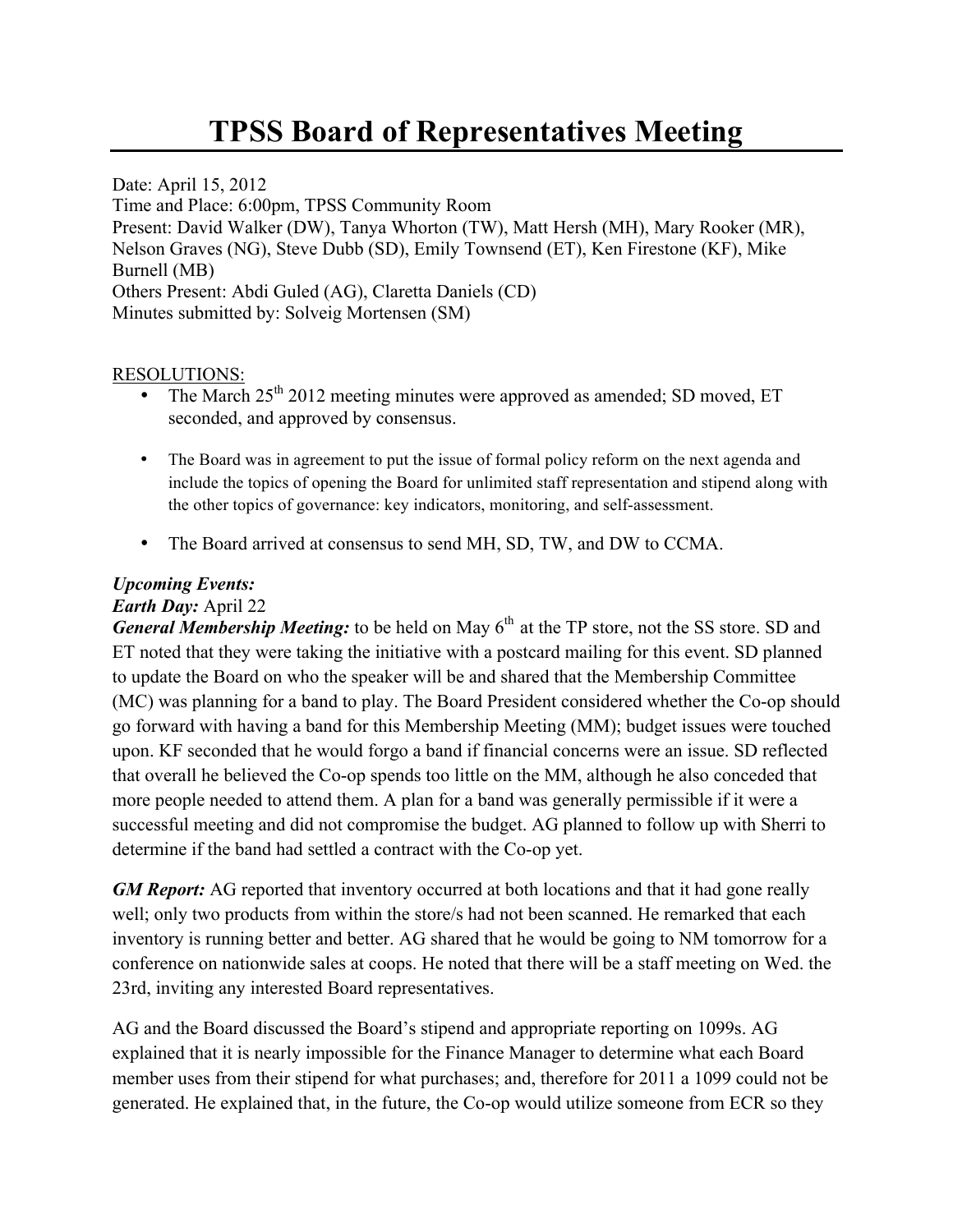# TPSS Board of Representatives Meeting

Date: April 15, 2012
Time and Place: 6:00pm, TPSS Community Room
Present: David Walker (DW), Tanya Whorton (TW), Matt Hersh (MH), Mary Rooker (MR), Nelson Graves (NG), Steve Dubb (SD), Emily Townsend (ET), Ken Firestone (KF), Mike Burnell (MB)
Others Present: Abdi Guled (AG), Claretta Daniels (CD)
Minutes submitted by: Solveig Mortensen (SM)

RESOLUTIONS:

- The March 25th 2012 meeting minutes were approved as amended; SD moved, ET seconded, and approved by consensus.
- The Board was in agreement to put the issue of formal policy reform on the next agenda and include the topics of opening the Board for unlimited staff representation and stipend along with the other topics of governance: key indicators, monitoring, and self-assessment.
- The Board arrived at consensus to send MH, SD, TW, and DW to CCMA.

***Upcoming Events:***

***Earth Day:*** April 22

***General Membership Meeting:*** to be held on May 6th at the TP store, not the SS store. SD and ET noted that they were taking the initiative with a postcard mailing for this event. SD planned to update the Board on who the speaker will be and shared that the Membership Committee (MC) was planning for a band to play. The Board President considered whether the Co-op should go forward with having a band for this Membership Meeting (MM); budget issues were touched upon. KF seconded that he would forgo a band if financial concerns were an issue. SD reflected that overall he believed the Co-op spends too little on the MM, although he also conceded that more people needed to attend them. A plan for a band was generally permissible if it were a successful meeting and did not compromise the budget. AG planned to follow up with Sherri to determine if the band had settled a contract with the Co-op yet.

***GM Report:*** AG reported that inventory occurred at both locations and that it had gone really well; only two products from within the store/s had not been scanned. He remarked that each inventory is running better and better. AG shared that he would be going to NM tomorrow for a conference on nationwide sales at coops. He noted that there will be a staff meeting on Wed. the 23rd, inviting any interested Board representatives.

AG and the Board discussed the Board's stipend and appropriate reporting on 1099s. AG explained that it is nearly impossible for the Finance Manager to determine what each Board member uses from their stipend for what purchases; and, therefore for 2011 a 1099 could not be generated. He explained that, in the future, the Co-op would utilize someone from ECR so they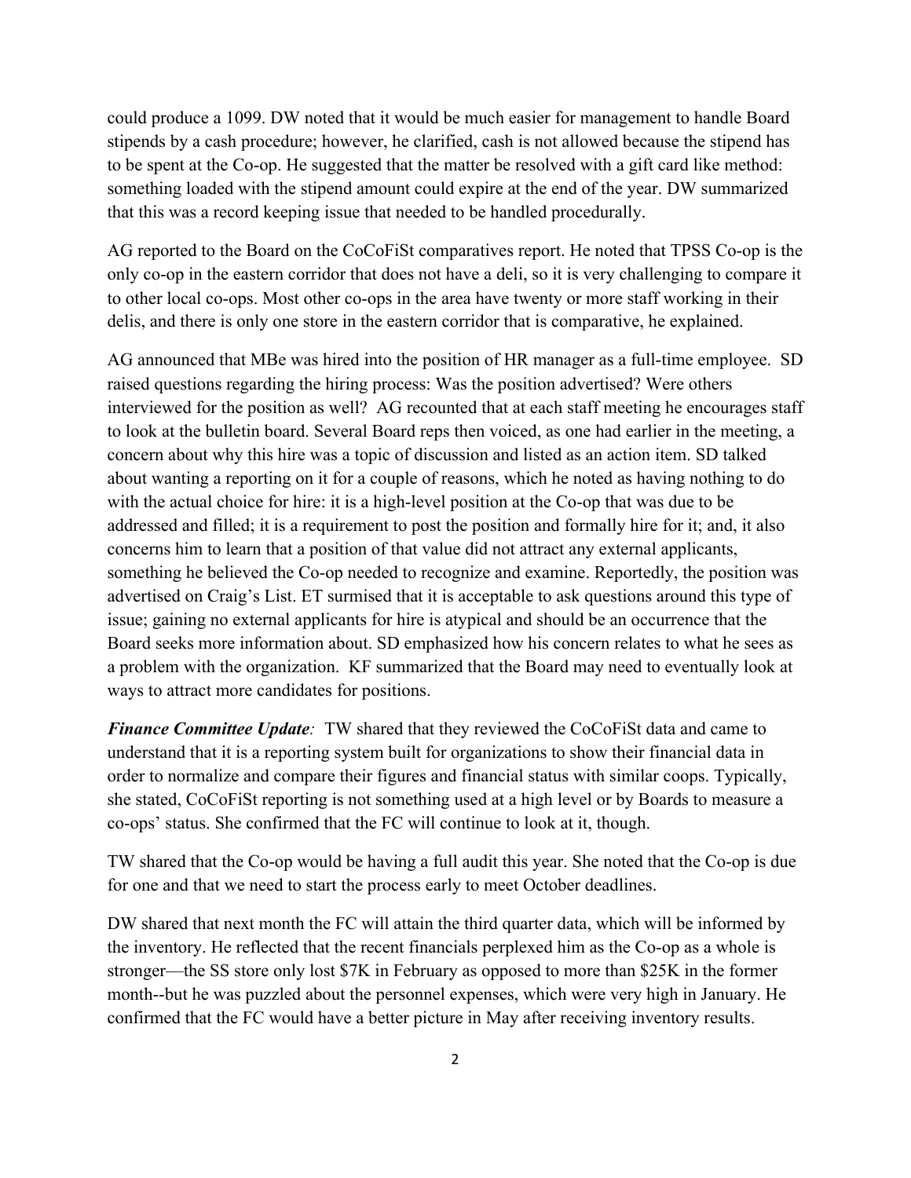could produce a 1099. DW noted that it would be much easier for management to handle Board stipends by a cash procedure; however, he clarified, cash is not allowed because the stipend has to be spent at the Co-op. He suggested that the matter be resolved with a gift card like method: something loaded with the stipend amount could expire at the end of the year. DW summarized that this was a record keeping issue that needed to be handled procedurally.

AG reported to the Board on the CoCoFiSt comparatives report. He noted that TPSS Co-op is the only co-op in the eastern corridor that does not have a deli, so it is very challenging to compare it to other local co-ops. Most other co-ops in the area have twenty or more staff working in their delis, and there is only one store in the eastern corridor that is comparative, he explained.

AG announced that MBe was hired into the position of HR manager as a full-time employee. SD raised questions regarding the hiring process: Was the position advertised? Were others interviewed for the position as well? AG recounted that at each staff meeting he encourages staff to look at the bulletin board. Several Board reps then voiced, as one had earlier in the meeting, a concern about why this hire was a topic of discussion and listed as an action item. SD talked about wanting a reporting on it for a couple of reasons, which he noted as having nothing to do with the actual choice for hire: it is a high-level position at the Co-op that was due to be addressed and filled; it is a requirement to post the position and formally hire for it; and, it also concerns him to learn that a position of that value did not attract any external applicants, something he believed the Co-op needed to recognize and examine. Reportedly, the position was advertised on Craig's List. ET surmised that it is acceptable to ask questions around this type of issue; gaining no external applicants for hire is atypical and should be an occurrence that the Board seeks more information about. SD emphasized how his concern relates to what he sees as a problem with the organization. KF summarized that the Board may need to eventually look at ways to attract more candidates for positions.

***Finance Committee Update**:* TW shared that they reviewed the CoCoFiSt data and came to understand that it is a reporting system built for organizations to show their financial data in order to normalize and compare their figures and financial status with similar coops. Typically, she stated, CoCoFiSt reporting is not something used at a high level or by Boards to measure a co-ops' status. She confirmed that the FC will continue to look at it, though.

TW shared that the Co-op would be having a full audit this year. She noted that the Co-op is due for one and that we need to start the process early to meet October deadlines.

DW shared that next month the FC will attain the third quarter data, which will be informed by the inventory. He reflected that the recent financials perplexed him as the Co-op as a whole is stronger—the SS store only lost $7K in February as opposed to more than $25K in the former month--but he was puzzled about the personnel expenses, which were very high in January. He confirmed that the FC would have a better picture in May after receiving inventory results.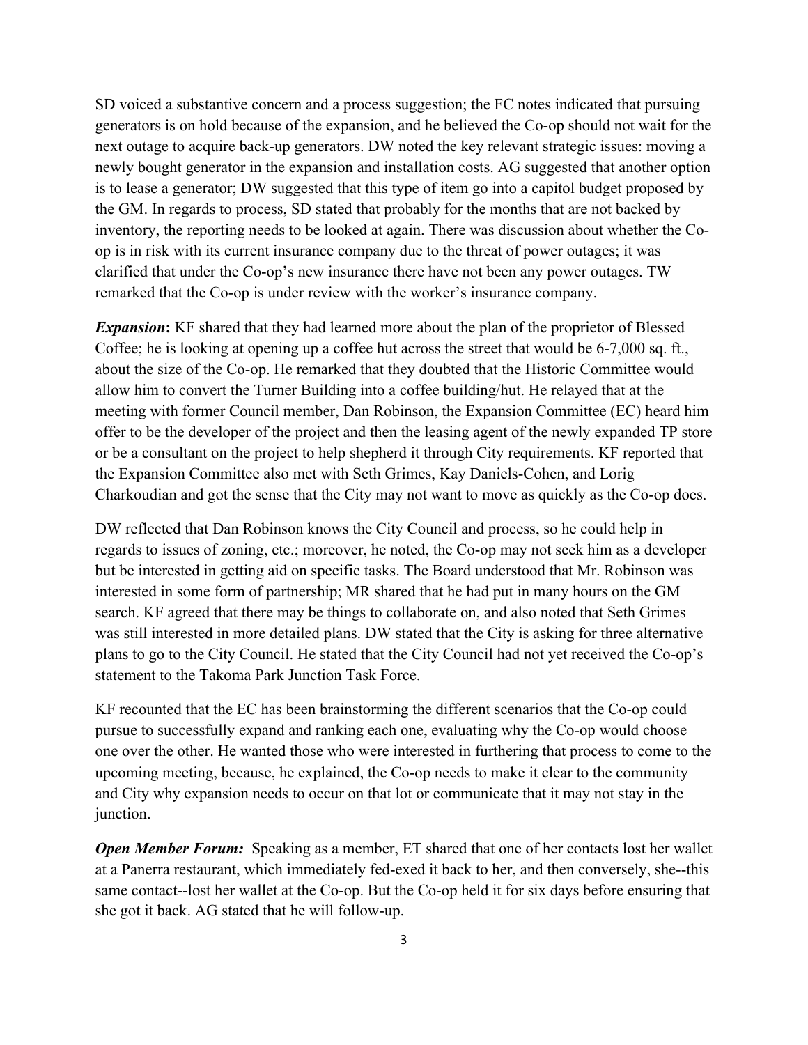SD voiced a substantive concern and a process suggestion; the FC notes indicated that pursuing generators is on hold because of the expansion, and he believed the Co-op should not wait for the next outage to acquire back-up generators. DW noted the key relevant strategic issues: moving a newly bought generator in the expansion and installation costs. AG suggested that another option is to lease a generator; DW suggested that this type of item go into a capitol budget proposed by the GM. In regards to process, SD stated that probably for the months that are not backed by inventory, the reporting needs to be looked at again. There was discussion about whether the Co-op is in risk with its current insurance company due to the threat of power outages; it was clarified that under the Co-op's new insurance there have not been any power outages. TW remarked that the Co-op is under review with the worker's insurance company.

***Expansion*:** KF shared that they had learned more about the plan of the proprietor of Blessed Coffee; he is looking at opening up a coffee hut across the street that would be 6-7,000 sq. ft., about the size of the Co-op. He remarked that they doubted that the Historic Committee would allow him to convert the Turner Building into a coffee building/hut. He relayed that at the meeting with former Council member, Dan Robinson, the Expansion Committee (EC) heard him offer to be the developer of the project and then the leasing agent of the newly expanded TP store or be a consultant on the project to help shepherd it through City requirements. KF reported that the Expansion Committee also met with Seth Grimes, Kay Daniels-Cohen, and Lorig Charkoudian and got the sense that the City may not want to move as quickly as the Co-op does.

DW reflected that Dan Robinson knows the City Council and process, so he could help in regards to issues of zoning, etc.; moreover, he noted, the Co-op may not seek him as a developer but be interested in getting aid on specific tasks. The Board understood that Mr. Robinson was interested in some form of partnership; MR shared that he had put in many hours on the GM search. KF agreed that there may be things to collaborate on, and also noted that Seth Grimes was still interested in more detailed plans. DW stated that the City is asking for three alternative plans to go to the City Council. He stated that the City Council had not yet received the Co-op's statement to the Takoma Park Junction Task Force.

KF recounted that the EC has been brainstorming the different scenarios that the Co-op could pursue to successfully expand and ranking each one, evaluating why the Co-op would choose one over the other. He wanted those who were interested in furthering that process to come to the upcoming meeting, because, he explained, the Co-op needs to make it clear to the community and City why expansion needs to occur on that lot or communicate that it may not stay in the junction.

***Open Member Forum:*** Speaking as a member, ET shared that one of her contacts lost her wallet at a Panerra restaurant, which immediately fed-exed it back to her, and then conversely, she--this same contact--lost her wallet at the Co-op. But the Co-op held it for six days before ensuring that she got it back. AG stated that he will follow-up.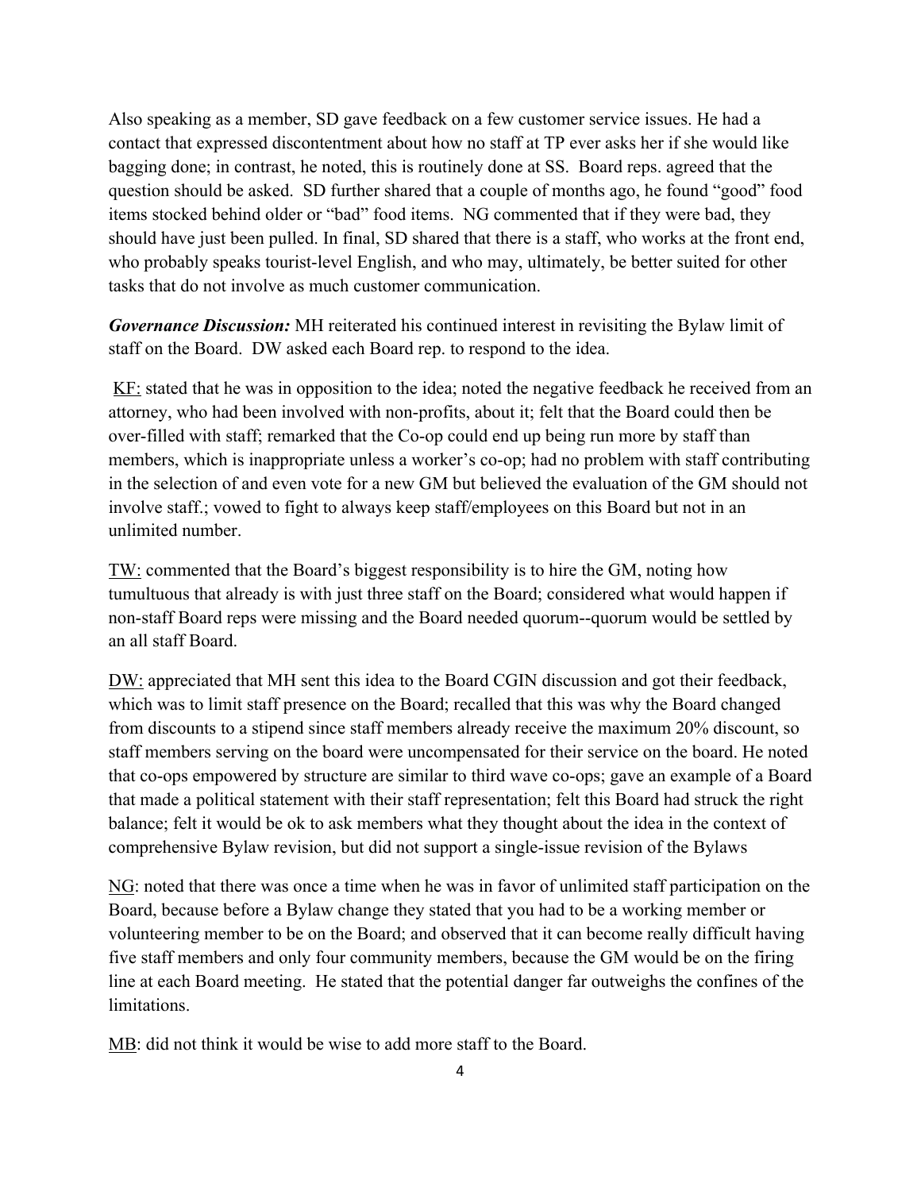Also speaking as a member, SD gave feedback on a few customer service issues. He had a contact that expressed discontentment about how no staff at TP ever asks her if she would like bagging done; in contrast, he noted, this is routinely done at SS. Board reps. agreed that the question should be asked. SD further shared that a couple of months ago, he found "good" food items stocked behind older or "bad" food items. NG commented that if they were bad, they should have just been pulled. In final, SD shared that there is a staff, who works at the front end, who probably speaks tourist-level English, and who may, ultimately, be better suited for other tasks that do not involve as much customer communication.

***Governance Discussion:*** MH reiterated his continued interest in revisiting the Bylaw limit of staff on the Board. DW asked each Board rep. to respond to the idea.

<u>KF:</u> stated that he was in opposition to the idea; noted the negative feedback he received from an attorney, who had been involved with non-profits, about it; felt that the Board could then be over-filled with staff; remarked that the Co-op could end up being run more by staff than members, which is inappropriate unless a worker's co-op; had no problem with staff contributing in the selection of and even vote for a new GM but believed the evaluation of the GM should not involve staff.; vowed to fight to always keep staff/employees on this Board but not in an unlimited number.

<u>TW:</u> commented that the Board's biggest responsibility is to hire the GM, noting how tumultuous that already is with just three staff on the Board; considered what would happen if non-staff Board reps were missing and the Board needed quorum--quorum would be settled by an all staff Board.

<u>DW:</u> appreciated that MH sent this idea to the Board CGIN discussion and got their feedback, which was to limit staff presence on the Board; recalled that this was why the Board changed from discounts to a stipend since staff members already receive the maximum 20% discount, so staff members serving on the board were uncompensated for their service on the board. He noted that co-ops empowered by structure are similar to third wave co-ops; gave an example of a Board that made a political statement with their staff representation; felt this Board had struck the right balance; felt it would be ok to ask members what they thought about the idea in the context of comprehensive Bylaw revision, but did not support a single-issue revision of the Bylaws

<u>NG</u>: noted that there was once a time when he was in favor of unlimited staff participation on the Board, because before a Bylaw change they stated that you had to be a working member or volunteering member to be on the Board; and observed that it can become really difficult having five staff members and only four community members, because the GM would be on the firing line at each Board meeting. He stated that the potential danger far outweighs the confines of the limitations.

<u>MB</u>: did not think it would be wise to add more staff to the Board.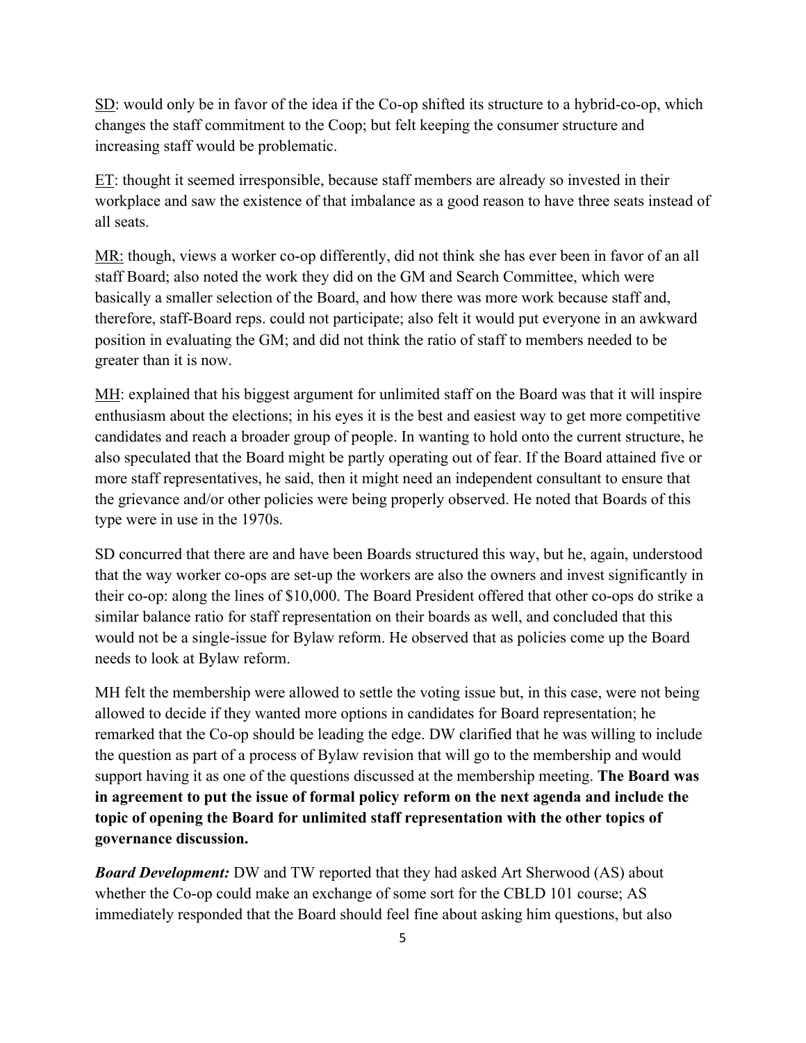<u>SD</u>: would only be in favor of the idea if the Co-op shifted its structure to a hybrid-co-op, which changes the staff commitment to the Coop; but felt keeping the consumer structure and increasing staff would be problematic.

<u>ET</u>: thought it seemed irresponsible, because staff members are already so invested in their workplace and saw the existence of that imbalance as a good reason to have three seats instead of all seats.

<u>MR:</u> though, views a worker co-op differently, did not think she has ever been in favor of an all staff Board; also noted the work they did on the GM and Search Committee, which were basically a smaller selection of the Board, and how there was more work because staff and, therefore, staff-Board reps. could not participate; also felt it would put everyone in an awkward position in evaluating the GM; and did not think the ratio of staff to members needed to be greater than it is now.

<u>MH</u>: explained that his biggest argument for unlimited staff on the Board was that it will inspire enthusiasm about the elections; in his eyes it is the best and easiest way to get more competitive candidates and reach a broader group of people. In wanting to hold onto the current structure, he also speculated that the Board might be partly operating out of fear. If the Board attained five or more staff representatives, he said, then it might need an independent consultant to ensure that the grievance and/or other policies were being properly observed. He noted that Boards of this type were in use in the 1970s.

SD concurred that there are and have been Boards structured this way, but he, again, understood that the way worker co-ops are set-up the workers are also the owners and invest significantly in their co-op: along the lines of $10,000. The Board President offered that other co-ops do strike a similar balance ratio for staff representation on their boards as well, and concluded that this would not be a single-issue for Bylaw reform. He observed that as policies come up the Board needs to look at Bylaw reform.

MH felt the membership were allowed to settle the voting issue but, in this case, were not being allowed to decide if they wanted more options in candidates for Board representation; he remarked that the Co-op should be leading the edge. DW clarified that he was willing to include the question as part of a process of Bylaw revision that will go to the membership and would support having it as one of the questions discussed at the membership meeting. **The Board was in agreement to put the issue of formal policy reform on the next agenda and include the topic of opening the Board for unlimited staff representation with the other topics of governance discussion.**

***Board Development:*** DW and TW reported that they had asked Art Sherwood (AS) about whether the Co-op could make an exchange of some sort for the CBLD 101 course; AS immediately responded that the Board should feel fine about asking him questions, but also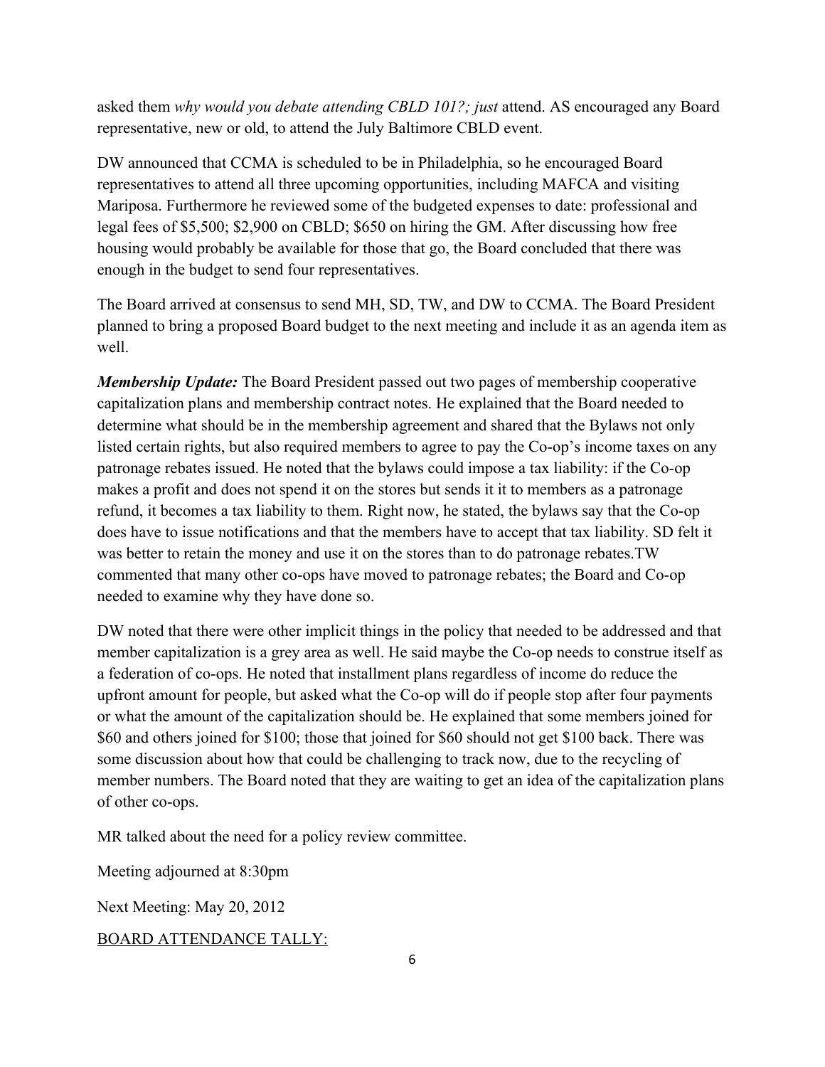asked them *why would you debate attending CBLD 101?; just* attend. AS encouraged any Board representative, new or old, to attend the July Baltimore CBLD event.

DW announced that CCMA is scheduled to be in Philadelphia, so he encouraged Board representatives to attend all three upcoming opportunities, including MAFCA and visiting Mariposa. Furthermore he reviewed some of the budgeted expenses to date: professional and legal fees of $5,500; $2,900 on CBLD; $650 on hiring the GM. After discussing how free housing would probably be available for those that go, the Board concluded that there was enough in the budget to send four representatives.

The Board arrived at consensus to send MH, SD, TW, and DW to CCMA. The Board President planned to bring a proposed Board budget to the next meeting and include it as an agenda item as well.

***Membership Update:*** The Board President passed out two pages of membership cooperative capitalization plans and membership contract notes. He explained that the Board needed to determine what should be in the membership agreement and shared that the Bylaws not only listed certain rights, but also required members to agree to pay the Co-op's income taxes on any patronage rebates issued. He noted that the bylaws could impose a tax liability: if the Co-op makes a profit and does not spend it on the stores but sends it it to members as a patronage refund, it becomes a tax liability to them. Right now, he stated, the bylaws say that the Co-op does have to issue notifications and that the members have to accept that tax liability. SD felt it was better to retain the money and use it on the stores than to do patronage rebates.TW commented that many other co-ops have moved to patronage rebates; the Board and Co-op needed to examine why they have done so.

DW noted that there were other implicit things in the policy that needed to be addressed and that member capitalization is a grey area as well. He said maybe the Co-op needs to construe itself as a federation of co-ops. He noted that installment plans regardless of income do reduce the upfront amount for people, but asked what the Co-op will do if people stop after four payments or what the amount of the capitalization should be. He explained that some members joined for $60 and others joined for $100; those that joined for $60 should not get $100 back. There was some discussion about how that could be challenging to track now, due to the recycling of member numbers. The Board noted that they are waiting to get an idea of the capitalization plans of other co-ops.

MR talked about the need for a policy review committee.

Meeting adjourned at 8:30pm

Next Meeting: May 20, 2012

<u>BOARD ATTENDANCE TALLY:</u>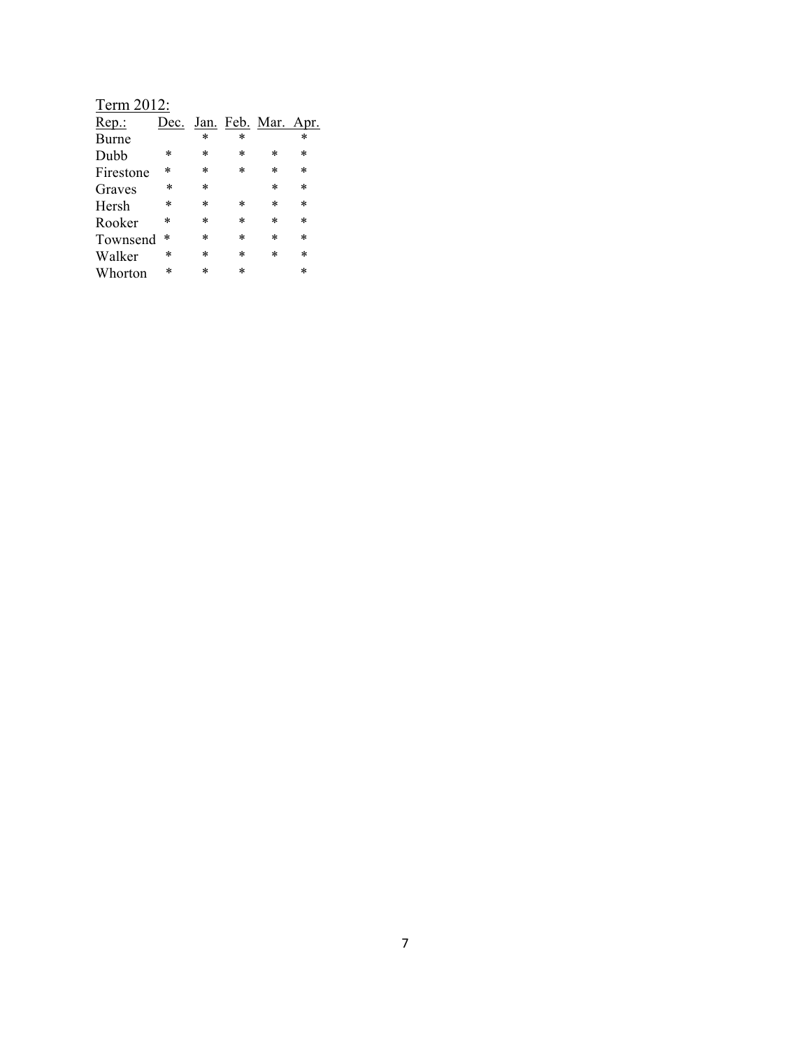Term 2012:

| Rep.: | Dec. | Jan. | Feb. | Mar. | Apr. |
| --- | --- | --- | --- | --- | --- |
| Burne | | * | * | | * |
| Dubb | * | * | * | * | * |
| Firestone | * | * | * | * | * |
| Graves | * | * | | * | * |
| Hersh | * | * | * | * | * |
| Rooker | * | * | * | * | * |
| Townsend | * | * | * | * | * |
| Walker | * | * | * | * | * |
| Whorton | * | * | * | | * |